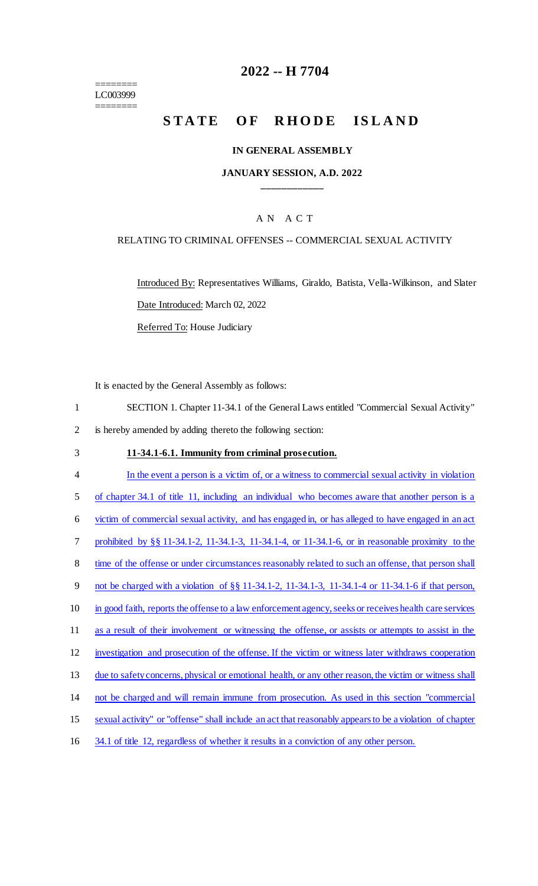========
LC003999
========

# 2022 -- H 7704

# STATE OF RHODE ISLAND

## IN GENERAL ASSEMBLY

### JANUARY SESSION, A.D. 2022

____________

A N A C T

RELATING TO CRIMINAL OFFENSES -- COMMERCIAL SEXUAL ACTIVITY

Introduced By: Representatives Williams, Giraldo, Batista, Vella-Wilkinson, and Slater

Date Introduced: March 02, 2022

Referred To: House Judiciary

It is enacted by the General Assembly as follows:

1 SECTION 1. Chapter 11-34.1 of the General Laws entitled "Commercial Sexual Activity"
2 is hereby amended by adding thereto the following section:

3 **11-34.1-6.1. Immunity from criminal prosecution.**

4 In the event a person is a victim of, or a witness to commercial sexual activity in violation
5 of chapter 34.1 of title 11, including an individual who becomes aware that another person is a
6 victim of commercial sexual activity, and has engaged in, or has alleged to have engaged in an act
7 prohibited by §§ 11-34.1-2, 11-34.1-3, 11-34.1-4, or 11-34.1-6, or in reasonable proximity to the
8 time of the offense or under circumstances reasonably related to such an offense, that person shall
9 not be charged with a violation of §§ 11-34.1-2, 11-34.1-3, 11-34.1-4 or 11-34.1-6 if that person,
10 in good faith, reports the offense to a law enforcement agency, seeks or receives health care services
11 as a result of their involvement or witnessing the offense, or assists or attempts to assist in the
12 investigation and prosecution of the offense. If the victim or witness later withdraws cooperation
13 due to safety concerns, physical or emotional health, or any other reason, the victim or witness shall
14 not be charged and will remain immune from prosecution. As used in this section "commercial
15 sexual activity" or "offense" shall include an act that reasonably appears to be a violation of chapter
16 34.1 of title 12, regardless of whether it results in a conviction of any other person.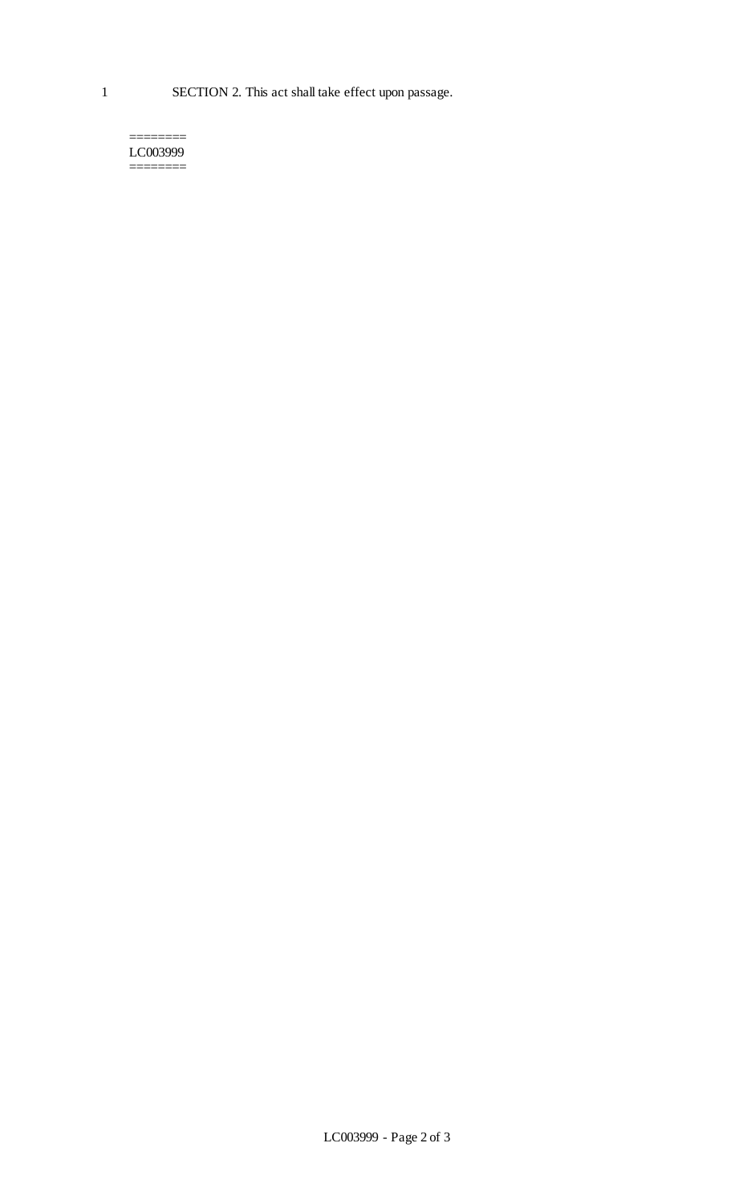SECTION 2. This act shall take effect upon passage.

========
LC003999
========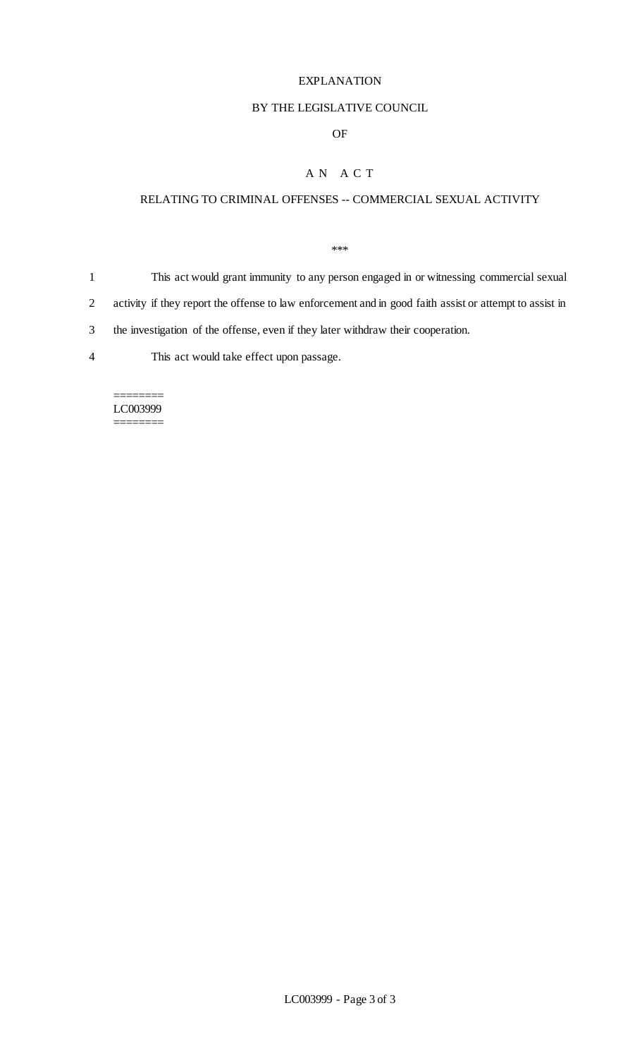EXPLANATION

BY THE LEGISLATIVE COUNCIL

OF

A N A C T

RELATING TO CRIMINAL OFFENSES -- COMMERCIAL SEXUAL ACTIVITY

\*\*\*

1 This act would grant immunity to any person engaged in or witnessing commercial sexual
2 activity if they report the offense to law enforcement and in good faith assist or attempt to assist in
3 the investigation of the offense, even if they later withdraw their cooperation.
4 This act would take effect upon passage.

========
LC003999
========